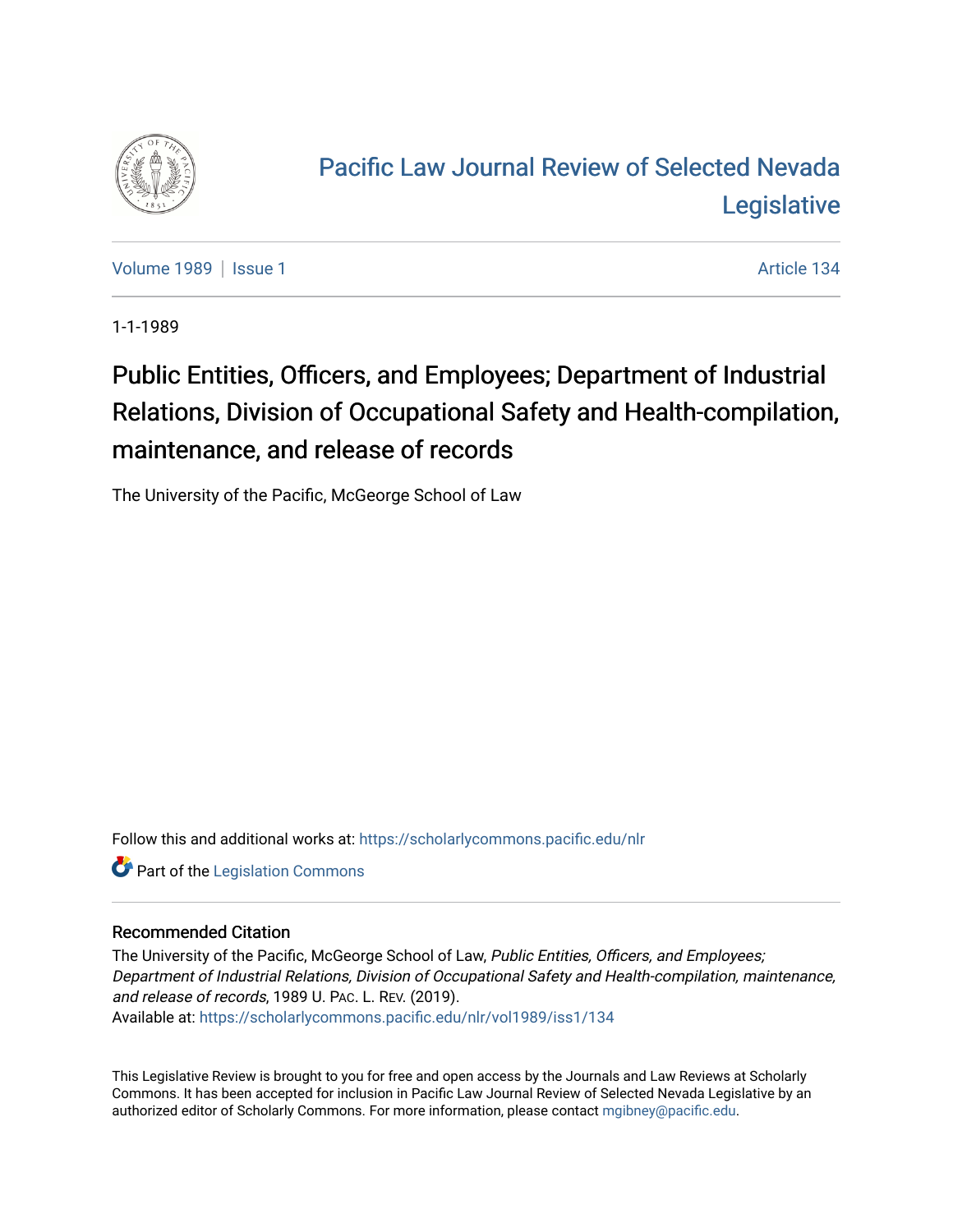# Pacific Law Journal Review of Selected Nevada Legislative

Volume 1989 | Issue 1 Article 134

1-1-1989

# Public Entities, Officers, and Employees; Department of Industrial Relations, Division of Occupational Safety and Health-compilation, maintenance, and release of records

The University of the Pacific, McGeorge School of Law

Follow this and additional works at: https://scholarlycommons.pacific.edu/nlr

Part of the Legislation Commons

## Recommended Citation

The University of the Pacific, McGeorge School of Law, *Public Entities, Officers, and Employees; Department of Industrial Relations, Division of Occupational Safety and Health-compilation, maintenance, and release of records*, 1989 U. PAC. L. REV. (2019).

Available at: https://scholarlycommons.pacific.edu/nlr/vol1989/iss1/134

This Legislative Review is brought to you for free and open access by the Journals and Law Reviews at Scholarly Commons. It has been accepted for inclusion in Pacific Law Journal Review of Selected Nevada Legislative by an authorized editor of Scholarly Commons. For more information, please contact mgibney@pacific.edu.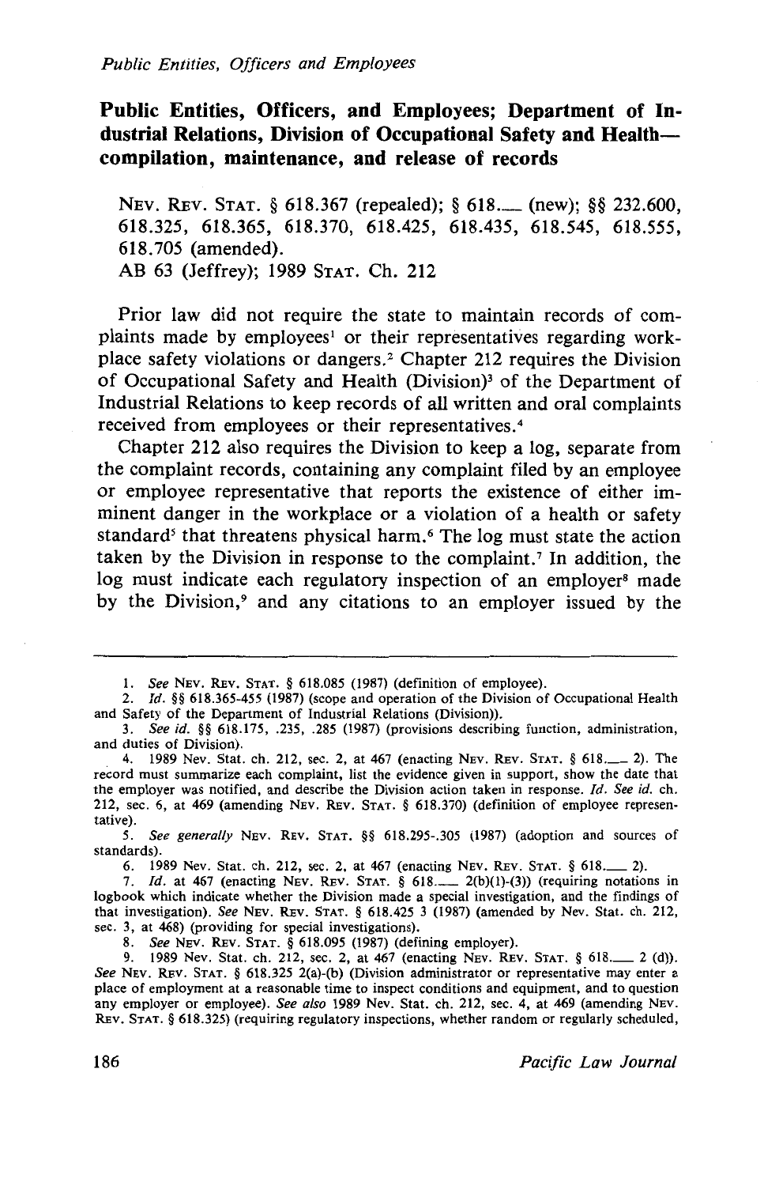## Public Entities, Officers, and Employees; Department of Industrial Relations, Division of Occupational Safety and Health—compilation, maintenance, and release of records

NEV. REV. STAT. § 618.367 (repealed); § 618.___ (new); §§ 232.600, 618.325, 618.365, 618.370, 618.425, 618.435, 618.545, 618.555, 618.705 (amended).
AB 63 (Jeffrey); 1989 STAT. Ch. 212

Prior law did not require the state to maintain records of complaints made by employees[1] or their representatives regarding workplace safety violations or dangers.[2] Chapter 212 requires the Division of Occupational Safety and Health (Division)[3] of the Department of Industrial Relations to keep records of all written and oral complaints received from employees or their representatives.[4]

Chapter 212 also requires the Division to keep a log, separate from the complaint records, containing any complaint filed by an employee or employee representative that reports the existence of either imminent danger in the workplace or a violation of a health or safety standard[5] that threatens physical harm.[6] The log must state the action taken by the Division in response to the complaint.[7] In addition, the log must indicate each regulatory inspection of an employer[8] made by the Division,[9] and any citations to an employer issued by the

---

1. *See* NEV. REV. STAT. § 618.085 (1987) (definition of employee).
2. *Id.* §§ 618.365-455 (1987) (scope and operation of the Division of Occupational Health and Safety of the Department of Industrial Relations (Division)).
3. *See id.* §§ 618.175, .235, .285 (1987) (provisions describing function, administration, and duties of Division).
4. 1989 Nev. Stat. ch. 212, sec. 2, at 467 (enacting NEV. REV. STAT. § 618.___ 2). The record must summarize each complaint, list the evidence given in support, show the date that the employer was notified, and describe the Division action taken in response. *Id. See id.* ch. 212, sec. 6, at 469 (amending NEV. REV. STAT. § 618.370) (definition of employee representative).
5. *See generally* NEV. REV. STAT. §§ 618.295-.305 (1987) (adoption and sources of standards).
6. 1989 Nev. Stat. ch. 212, sec. 2, at 467 (enacting NEV. REV. STAT. § 618.___ 2).
7. *Id.* at 467 (enacting NEV. REV. STAT. § 618.___ 2(b)(1)-(3)) (requiring notations in logbook which indicate whether the Division made a special investigation, and the findings of that investigation). *See* NEV. REV. STAT. § 618.425 3 (1987) (amended by Nev. Stat. ch. 212, sec. 3, at 468) (providing for special investigations).
8. *See* NEV. REV. STAT. § 618.095 (1987) (defining employer).
9. 1989 Nev. Stat. ch. 212, sec. 2, at 467 (enacting NEV. REV. STAT. § 618.___ 2 (d)). *See* NEV. REV. STAT. § 618.325 2(a)-(b) (Division administrator or representative may enter a place of employment at a reasonable time to inspect conditions and equipment, and to question any employer or employee). *See also* 1989 Nev. Stat. ch. 212, sec. 4, at 469 (amending NEV. REV. STAT. § 618.325) (requiring regulatory inspections, whether random or regularly scheduled,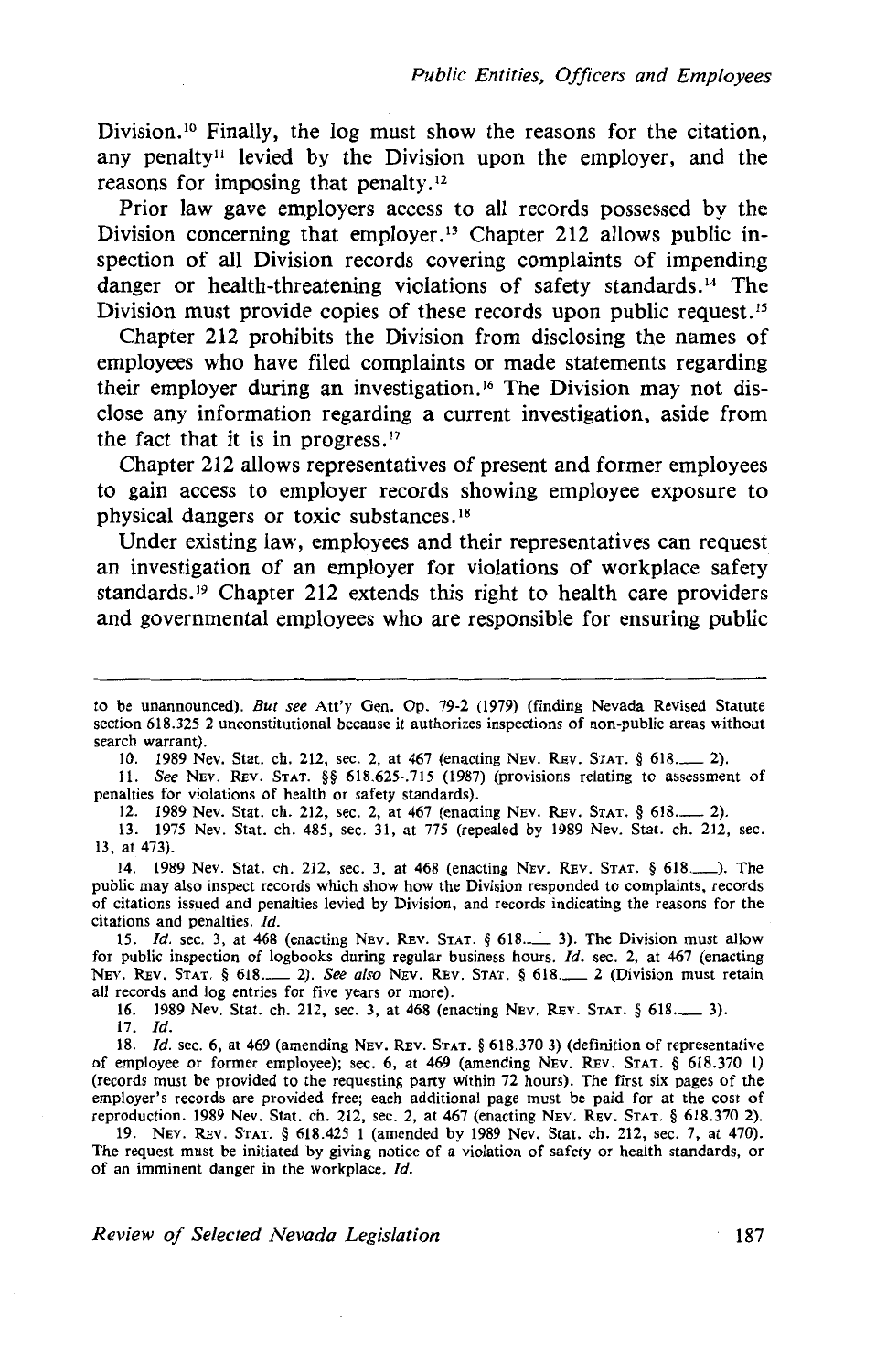Division.[10] Finally, the log must show the reasons for the citation, any penalty[11] levied by the Division upon the employer, and the reasons for imposing that penalty.[12]

Prior law gave employers access to all records possessed by the Division concerning that employer.[13] Chapter 212 allows public inspection of all Division records covering complaints of impending danger or health-threatening violations of safety standards.[14] The Division must provide copies of these records upon public request.[15]

Chapter 212 prohibits the Division from disclosing the names of employees who have filed complaints or made statements regarding their employer during an investigation.[16] The Division may not disclose any information regarding a current investigation, aside from the fact that it is in progress.[17]

Chapter 212 allows representatives of present and former employees to gain access to employer records showing employee exposure to physical dangers or toxic substances.[18]

Under existing law, employees and their representatives can request an investigation of an employer for violations of workplace safety standards.[19] Chapter 212 extends this right to health care providers and governmental employees who are responsible for ensuring public

---

to be unannounced). *But see* Att'y Gen. Op. 79-2 (1979) (finding Nevada Revised Statute section 618.325 2 unconstitutional because it authorizes inspections of non-public areas without search warrant).

10. 1989 Nev. Stat. ch. 212, sec. 2, at 467 (enacting NEV. REV. STAT. § 618.___ 2).

11. *See* NEV. REV. STAT. §§ 618.625-.715 (1987) (provisions relating to assessment of penalties for violations of health or safety standards).

12. 1989 Nev. Stat. ch. 212, sec. 2, at 467 (enacting NEV. REV. STAT. § 618.___ 2).

13. 1975 Nev. Stat. ch. 485, sec. 31, at 775 (repealed by 1989 Nev. Stat. ch. 212, sec. 13, at 473).

14. 1989 Nev. Stat. ch. 212, sec. 3, at 468 (enacting NEV. REV. STAT. § 618.___). The public may also inspect records which show how the Division responded to complaints, records of citations issued and penalties levied by Division, and records indicating the reasons for the citations and penalties. *Id.*

15. *Id.* sec. 3, at 468 (enacting NEV. REV. STAT. § 618.___ 3). The Division must allow for public inspection of logbooks during regular business hours. *Id.* sec. 2, at 467 (enacting NEV. REV. STAT. § 618.___ 2). *See also* NEV. REV. STAT. § 618.___ 2 (Division must retain all records and log entries for five years or more).

16. 1989 Nev. Stat. ch. 212, sec. 3, at 468 (enacting NEV. REV. STAT. § 618.___ 3).

17. *Id.*

18. *Id.* sec. 6, at 469 (amending NEV. REV. STAT. § 618.370 3) (definition of representative of employee or former employee); sec. 6, at 469 (amending NEV. REV. STAT. § 618.370 1) (records must be provided to the requesting party within 72 hours). The first six pages of the employer's records are provided free; each additional page must be paid for at the cost of reproduction. 1989 Nev. Stat. ch. 212, sec. 2, at 467 (enacting NEV. REV. STAT. § 618.370 2).

19. NEV. REV. STAT. § 618.425 1 (amended by 1989 Nev. Stat. ch. 212, sec. 7, at 470). The request must be initiated by giving notice of a violation of safety or health standards, or of an imminent danger in the workplace. *Id.*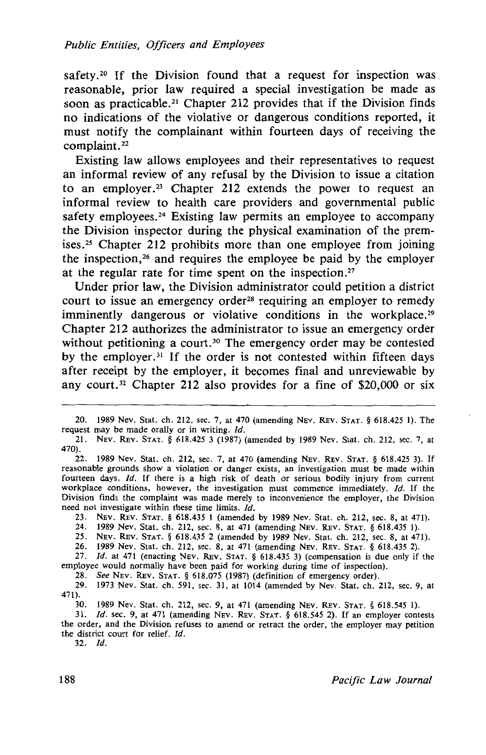safety.[20] If the Division found that a request for inspection was reasonable, prior law required a special investigation be made as soon as practicable.[21] Chapter 212 provides that if the Division finds no indications of the violative or dangerous conditions reported, it must notify the complainant within fourteen days of receiving the complaint.[22]

Existing law allows employees and their representatives to request an informal review of any refusal by the Division to issue a citation to an employer.[23] Chapter 212 extends the power to request an informal review to health care providers and governmental public safety employees.[24] Existing law permits an employee to accompany the Division inspector during the physical examination of the premises.[25] Chapter 212 prohibits more than one employee from joining the inspection,[26] and requires the employee be paid by the employer at the regular rate for time spent on the inspection.[27]

Under prior law, the Division administrator could petition a district court to issue an emergency order[28] requiring an employer to remedy imminently dangerous or violative conditions in the workplace.[29] Chapter 212 authorizes the administrator to issue an emergency order without petitioning a court.[30] The emergency order may be contested by the employer.[31] If the order is not contested within fifteen days after receipt by the employer, it becomes final and unreviewable by any court.[32] Chapter 212 also provides for a fine of $20,000 or six

---

20. 1989 Nev. Stat. ch. 212, sec. 7, at 470 (amending NEV. REV. STAT. § 618.425 1). The request may be made orally or in writing. *Id.*

21. NEV. REV. STAT. § 618.425 3 (1987) (amended by 1989 Nev. Stat. ch. 212, sec. 7, at 470).

22. 1989 Nev. Stat. ch. 212, sec. 7, at 470 (amending NEV. REV. STAT. § 618.425 3). If reasonable grounds show a violation or danger exists, an investigation must be made within fourteen days. *Id.* If there is a high risk of death or serious bodily injury from current workplace conditions, however, the investigation must commence immediately. *Id.* If the Division finds the complaint was made merely to inconvenience the employer, the Division need not investigate within these time limits. *Id.*

23. NEV. REV. STAT. § 618.435 1 (amended by 1989 Nev. Stat. ch. 212, sec. 8, at 471).

24. 1989 Nev. Stat. ch. 212, sec. 8, at 471 (amending NEV. REV. STAT. § 618.435 1).

25. NEV. REV. STAT. § 618.435 2 (amended by 1989 Nev. Stat. ch. 212, sec. 8, at 471).

26. 1989 Nev. Stat. ch. 212, sec. 8, at 471 (amending NEV. REV. STAT. § 618.435 2).

27. *Id.* at 471 (enacting NEV. REV. STAT. § 618.435 3) (compensation is due only if the employee would normally have been paid for working during time of inspection).

28. *See* NEV. REV. STAT. § 618.075 (1987) (definition of emergency order).

29. 1973 Nev. Stat. ch. 591, sec. 31, at 1014 (amended by Nev. Stat. ch. 212, sec. 9, at 471).

30. 1989 Nev. Stat. ch. 212, sec. 9, at 471 (amending NEV. REV. STAT. § 618.545 1).

31. *Id.* sec. 9, at 471 (amending NEV. REV. STAT. § 618.545 2). If an employer contests the order, and the Division refuses to amend or retract the order, the employer may petition the district court for relief. *Id.*

32. *Id.*